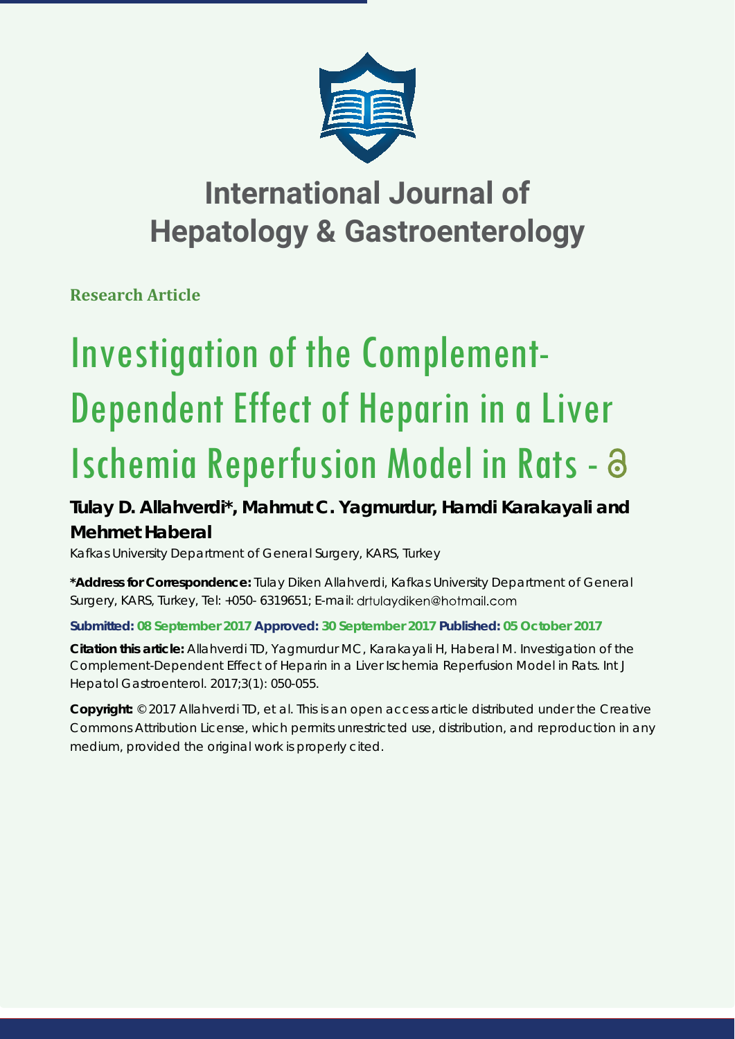# International Journal of Hepatology & Gastroenterology

**Research Article**

# Investigation of the Complement-Dependent Effect of Heparin in a Liver Ischemia Reperfusion Model in Rats -

## Tulay D. Allahverdi*, Mahmut C. Yagmurdur, Hamdi Karakayali and Mehmet Haberal

Kafkas University Department of General Surgery, KARS, Turkey

**\*Address for Correspondence:** Tulay Diken Allahverdi, Kafkas University Department of General Surgery, KARS, Turkey, Tel: +050- 6319651; E-mail: drtulaydiken@hotmail.com

**Submitted: 08 September 2017 Approved: 30 September 2017 Published: 05 October 2017**

**Citation this article:** Allahverdi TD, Yagmurdur MC, Karakayali H, Haberal M. Investigation of the Complement-Dependent Effect of Heparin in a Liver Ischemia Reperfusion Model in Rats. Int J Hepatol Gastroenterol. 2017;3(1): 050-055.

**Copyright:** © 2017 Allahverdi TD, et al. This is an open access article distributed under the Creative Commons Attribution License, which permits unrestricted use, distribution, and reproduction in any medium, provided the original work is properly cited.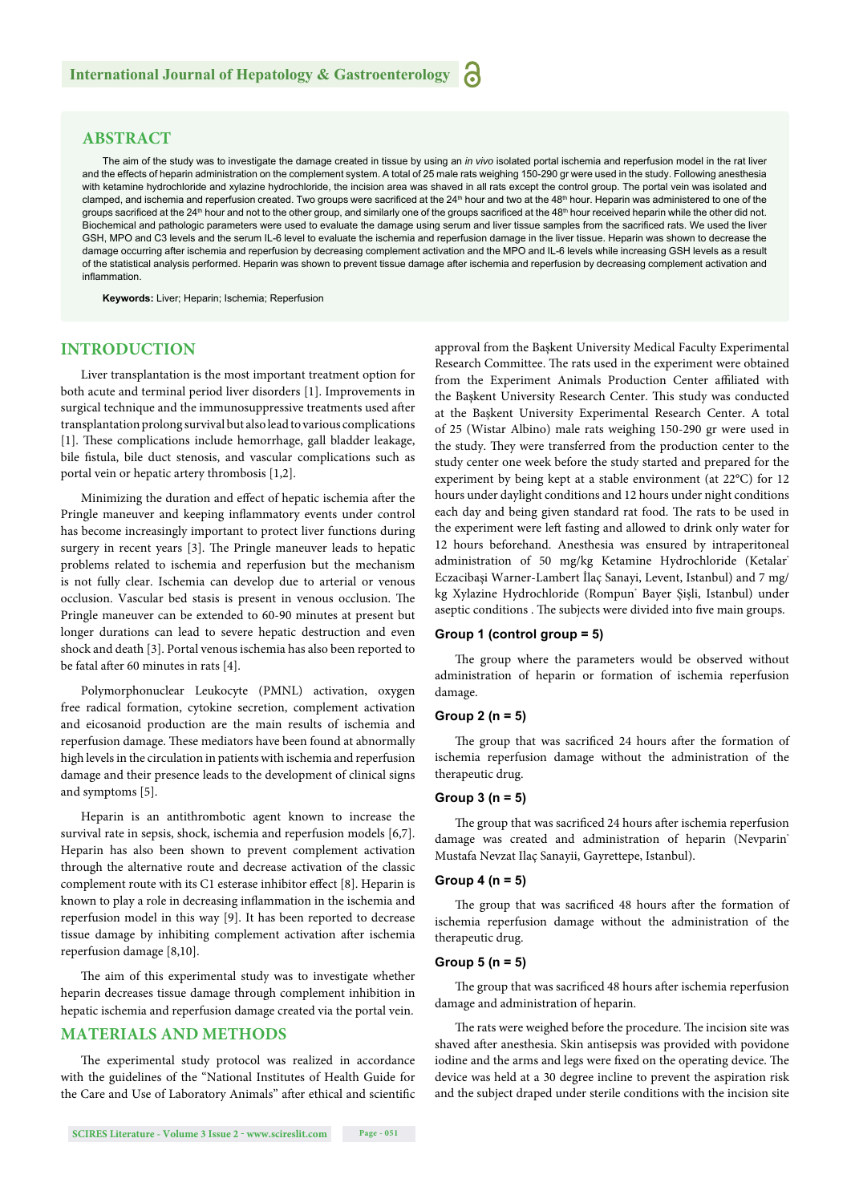## ABSTRACT

The aim of the study was to investigate the damage created in tissue by using an *in vivo* isolated portal ischemia and reperfusion model in the rat liver and the effects of heparin administration on the complement system. A total of 25 male rats weighing 150-290 gr were used in the study. Following anesthesia with ketamine hydrochloride and xylazine hydrochloride, the incision area was shaved in all rats except the control group. The portal vein was isolated and clamped, and ischemia and reperfusion created. Two groups were sacrificed at the 24th hour and two at the 48th hour. Heparin was administered to one of the groups sacrificed at the 24th hour and not to the other group, and similarly one of the groups sacrificed at the 48th hour received heparin while the other did not. Biochemical and pathologic parameters were used to evaluate the damage using serum and liver tissue samples from the sacrificed rats. We used the liver GSH, MPO and C3 levels and the serum IL-6 level to evaluate the ischemia and reperfusion damage in the liver tissue. Heparin was shown to decrease the damage occurring after ischemia and reperfusion by decreasing complement activation and the MPO and IL-6 levels while increasing GSH levels as a result of the statistical analysis performed. Heparin was shown to prevent tissue damage after ischemia and reperfusion by decreasing complement activation and inflammation.

**Keywords:** Liver; Heparin; Ischemia; Reperfusion

## INTRODUCTION

Liver transplantation is the most important treatment option for both acute and terminal period liver disorders [1]. Improvements in surgical technique and the immunosuppressive treatments used after transplantation prolong survival but also lead to various complications [1]. These complications include hemorrhage, gall bladder leakage, bile fistula, bile duct stenosis, and vascular complications such as portal vein or hepatic artery thrombosis [1,2].

Minimizing the duration and effect of hepatic ischemia after the Pringle maneuver and keeping inflammatory events under control has become increasingly important to protect liver functions during surgery in recent years [3]. The Pringle maneuver leads to hepatic problems related to ischemia and reperfusion but the mechanism is not fully clear. Ischemia can develop due to arterial or venous occlusion. Vascular bed stasis is present in venous occlusion. The Pringle maneuver can be extended to 60-90 minutes at present but longer durations can lead to severe hepatic destruction and even shock and death [3]. Portal venous ischemia has also been reported to be fatal after 60 minutes in rats [4].

Polymorphonuclear Leukocyte (PMNL) activation, oxygen free radical formation, cytokine secretion, complement activation and eicosanoid production are the main results of ischemia and reperfusion damage. These mediators have been found at abnormally high levels in the circulation in patients with ischemia and reperfusion damage and their presence leads to the development of clinical signs and symptoms [5].

Heparin is an antithrombotic agent known to increase the survival rate in sepsis, shock, ischemia and reperfusion models [6,7]. Heparin has also been shown to prevent complement activation through the alternative route and decrease activation of the classic complement route with its C1 esterase inhibitor effect [8]. Heparin is known to play a role in decreasing inflammation in the ischemia and reperfusion model in this way [9]. It has been reported to decrease tissue damage by inhibiting complement activation after ischemia reperfusion damage [8,10].

The aim of this experimental study was to investigate whether heparin decreases tissue damage through complement inhibition in hepatic ischemia and reperfusion damage created via the portal vein.

## MATERIALS AND METHODS

The experimental study protocol was realized in accordance with the guidelines of the "National Institutes of Health Guide for the Care and Use of Laboratory Animals" after ethical and scientific approval from the Başkent University Medical Faculty Experimental Research Committee. The rats used in the experiment were obtained from the Experiment Animals Production Center affiliated with the Başkent University Research Center. This study was conducted at the Başkent University Experimental Research Center. A total of 25 (Wistar Albino) male rats weighing 150-290 gr were used in the study. They were transferred from the production center to the study center one week before the study started and prepared for the experiment by being kept at a stable environment (at 22°C) for 12 hours under daylight conditions and 12 hours under night conditions each day and being given standard rat food. The rats to be used in the experiment were left fasting and allowed to drink only water for 12 hours beforehand. Anesthesia was ensured by intraperitoneal administration of 50 mg/kg Ketamine Hydrochloride (Ketalar® Eczacibaşi Warner-Lambert İlaç Sanayi, Levent, Istanbul) and 7 mg/kg Xylazine Hydrochloride (Rompun® Bayer Şişli, Istanbul) under aseptic conditions . The subjects were divided into five main groups.

### Group 1 (control group = 5)

The group where the parameters would be observed without administration of heparin or formation of ischemia reperfusion damage.

### Group 2 (n = 5)

The group that was sacrificed 24 hours after the formation of ischemia reperfusion damage without the administration of the therapeutic drug.

### Group 3 (n = 5)

The group that was sacrificed 24 hours after ischemia reperfusion damage was created and administration of heparin (Nevparin® Mustafa Nevzat Ilaç Sanayii, Gayrettepe, Istanbul).

### Group 4 (n = 5)

The group that was sacrificed 48 hours after the formation of ischemia reperfusion damage without the administration of the therapeutic drug.

### Group 5 (n = 5)

The group that was sacrificed 48 hours after ischemia reperfusion damage and administration of heparin.

The rats were weighed before the procedure. The incision site was shaved after anesthesia. Skin antisepsis was provided with povidone iodine and the arms and legs were fixed on the operating device. The device was held at a 30 degree incline to prevent the aspiration risk and the subject draped under sterile conditions with the incision site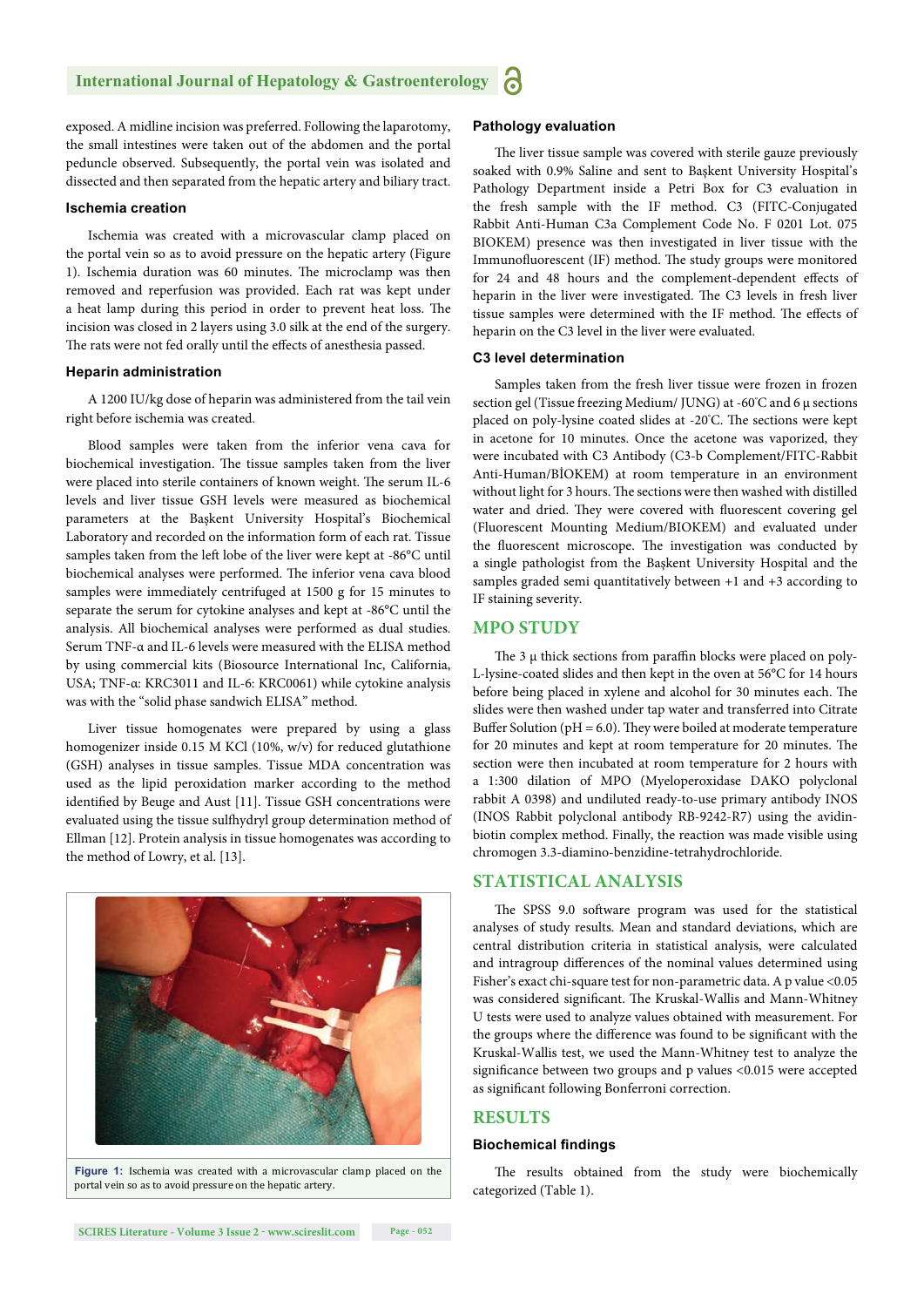exposed. A midline incision was preferred. Following the laparotomy, the small intestines were taken out of the abdomen and the portal peduncle observed. Subsequently, the portal vein was isolated and dissected and then separated from the hepatic artery and biliary tract.

### Ischemia creation

Ischemia was created with a microvascular clamp placed on the portal vein so as to avoid pressure on the hepatic artery (Figure 1). Ischemia duration was 60 minutes. The microclamp was then removed and reperfusion was provided. Each rat was kept under a heat lamp during this period in order to prevent heat loss. The incision was closed in 2 layers using 3.0 silk at the end of the surgery. The rats were not fed orally until the effects of anesthesia passed.

### Heparin administration

A 1200 IU/kg dose of heparin was administered from the tail vein right before ischemia was created.

Blood samples were taken from the inferior vena cava for biochemical investigation. The tissue samples taken from the liver were placed into sterile containers of known weight. The serum IL-6 levels and liver tissue GSH levels were measured as biochemical parameters at the Başkent University Hospital's Biochemical Laboratory and recorded on the information form of each rat. Tissue samples taken from the left lobe of the liver were kept at -86°C until biochemical analyses were performed. The inferior vena cava blood samples were immediately centrifuged at 1500 g for 15 minutes to separate the serum for cytokine analyses and kept at -86°C until the analysis. All biochemical analyses were performed as dual studies. Serum TNF-α and IL-6 levels were measured with the ELISA method by using commercial kits (Biosource International Inc, California, USA; TNF-α: KRC3011 and IL-6: KRC0061) while cytokine analysis was with the "solid phase sandwich ELISA" method.

Liver tissue homogenates were prepared by using a glass homogenizer inside 0.15 M KCl (10%, w/v) for reduced glutathione (GSH) analyses in tissue samples. Tissue MDA concentration was used as the lipid peroxidation marker according to the method identified by Beuge and Aust [11]. Tissue GSH concentrations were evaluated using the tissue sulfhydryl group determination method of Ellman [12]. Protein analysis in tissue homogenates was according to the method of Lowry, et al. [13].

**Figure 1:** Ischemia was created with a microvascular clamp placed on the portal vein so as to avoid pressure on the hepatic artery.

### Pathology evaluation

The liver tissue sample was covered with sterile gauze previously soaked with 0.9% Saline and sent to Başkent University Hospital's Pathology Department inside a Petri Box for C3 evaluation in the fresh sample with the IF method. C3 (FITC-Conjugated Rabbit Anti-Human C3a Complement Code No. F 0201 Lot. 075 BIOKEM) presence was then investigated in liver tissue with the Immunofluorescent (IF) method. The study groups were monitored for 24 and 48 hours and the complement-dependent effects of heparin in the liver were investigated. The C3 levels in fresh liver tissue samples were determined with the IF method. The effects of heparin on the C3 level in the liver were evaluated.

### C3 level determination

Samples taken from the fresh liver tissue were frozen in frozen section gel (Tissue freezing Medium/ JUNG) at -60°C and 6 µ sections placed on poly-lysine coated slides at -20°C. The sections were kept in acetone for 10 minutes. Once the acetone was vaporized, they were incubated with C3 Antibody (C3-b Complement/FITC-Rabbit Anti-Human/BİOKEM) at room temperature in an environment without light for 3 hours. The sections were then washed with distilled water and dried. They were covered with fluorescent covering gel (Fluorescent Mounting Medium/BIOKEM) and evaluated under the fluorescent microscope. The investigation was conducted by a single pathologist from the Başkent University Hospital and the samples graded semi quantitatively between +1 and +3 according to IF staining severity.

## MPO STUDY

The 3 µ thick sections from paraffin blocks were placed on poly-L-lysine-coated slides and then kept in the oven at 56°C for 14 hours before being placed in xylene and alcohol for 30 minutes each. The slides were then washed under tap water and transferred into Citrate Buffer Solution (pH = 6.0). They were boiled at moderate temperature for 20 minutes and kept at room temperature for 20 minutes. The section were then incubated at room temperature for 2 hours with a 1:300 dilation of MPO (Myeloperoxidase DAKO polyclonal rabbit A 0398) and undiluted ready-to-use primary antibody INOS (INOS Rabbit polyclonal antibody RB-9242-R7) using the avidin-biotin complex method. Finally, the reaction was made visible using chromogen 3.3-diamino-benzidine-tetrahydrochloride.

## STATISTICAL ANALYSIS

The SPSS 9.0 software program was used for the statistical analyses of study results. Mean and standard deviations, which are central distribution criteria in statistical analysis, were calculated and intragroup differences of the nominal values determined using Fisher's exact chi-square test for non-parametric data. A p value <0.05 was considered significant. The Kruskal-Wallis and Mann-Whitney U tests were used to analyze values obtained with measurement. For the groups where the difference was found to be significant with the Kruskal-Wallis test, we used the Mann-Whitney test to analyze the significance between two groups and p values <0.015 were accepted as significant following Bonferroni correction.

## RESULTS

### Biochemical findings

The results obtained from the study were biochemically categorized (Table 1).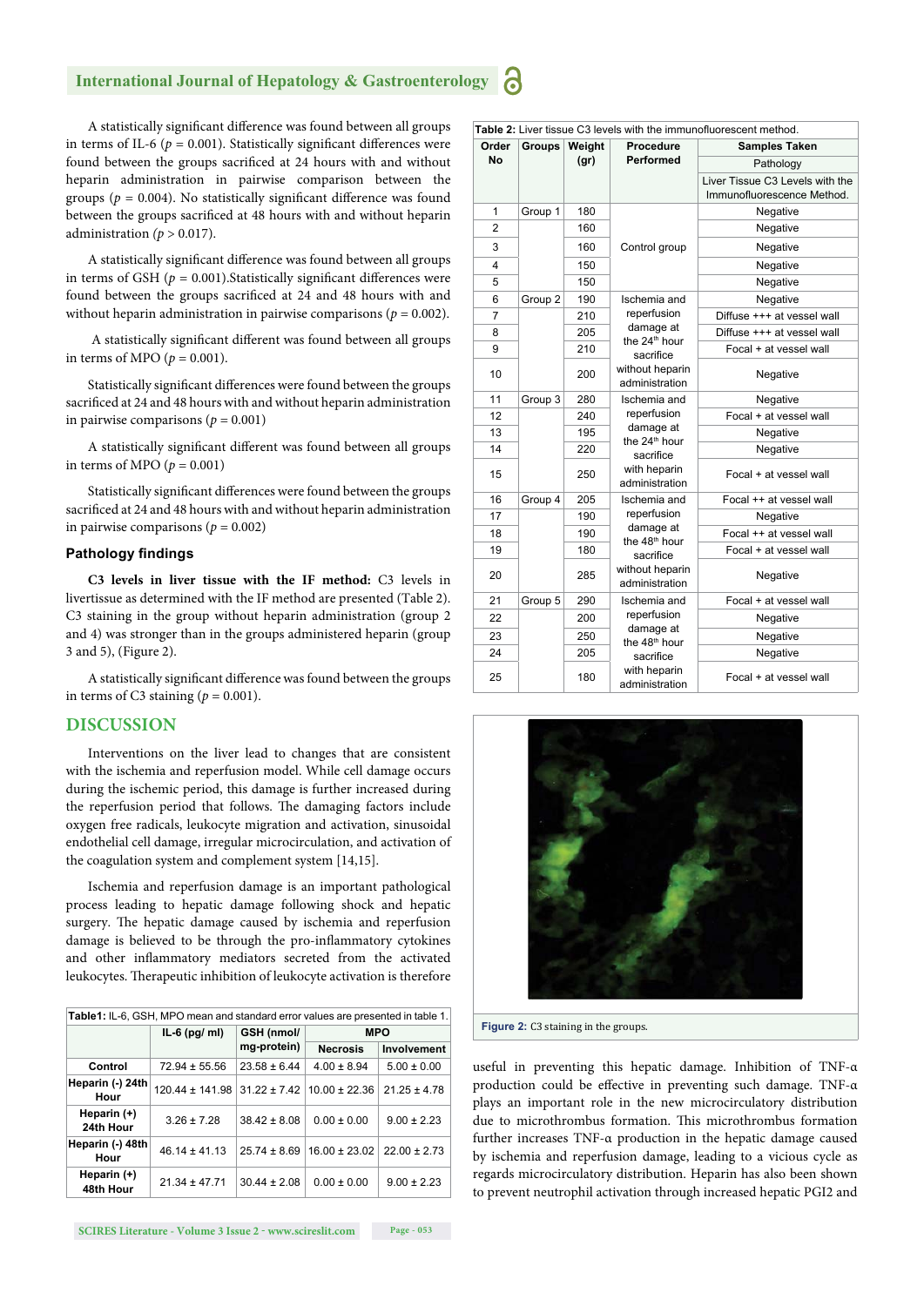A statistically significant difference was found between all groups in terms of IL-6 ($p = 0.001$). Statistically significant differences were found between the groups sacrificed at 24 hours with and without heparin administration in pairwise comparison between the groups ($p = 0.004$). No statistically significant difference was found between the groups sacrificed at 48 hours with and without heparin administration ($p > 0.017$).

A statistically significant difference was found between all groups in terms of GSH ($p = 0.001$).Statistically significant differences were found between the groups sacrificed at 24 and 48 hours with and without heparin administration in pairwise comparisons ($p = 0.002$).

A statistically significant different was found between all groups in terms of MPO ($p = 0.001$).

Statistically significant differences were found between the groups sacrificed at 24 and 48 hours with and without heparin administration in pairwise comparisons ($p = 0.001$)

A statistically significant different was found between all groups in terms of MPO ($p = 0.001$)

Statistically significant differences were found between the groups sacrificed at 24 and 48 hours with and without heparin administration in pairwise comparisons ($p = 0.002$)

### Pathology findings

**C3 levels in liver tissue with the IF method:** C3 levels in livertissue as determined with the IF method are presented (Table 2). C3 staining in the group without heparin administration (group 2 and 4) was stronger than in the groups administered heparin (group 3 and 5), (Figure 2).

A statistically significant difference was found between the groups in terms of C3 staining ($p = 0.001$).

## DISCUSSION

Interventions on the liver lead to changes that are consistent with the ischemia and reperfusion model. While cell damage occurs during the ischemic period, this damage is further increased during the reperfusion period that follows. The damaging factors include oxygen free radicals, leukocyte migration and activation, sinusoidal endothelial cell damage, irregular microcirculation, and activation of the coagulation system and complement system [14,15].

Ischemia and reperfusion damage is an important pathological process leading to hepatic damage following shock and hepatic surgery. The hepatic damage caused by ischemia and reperfusion damage is believed to be through the pro-inflammatory cytokines and other inflammatory mediators secreted from the activated leukocytes. Therapeutic inhibition of leukocyte activation is therefore useful in preventing this hepatic damage. Inhibition of TNF-α production could be effective in preventing such damage. TNF-α plays an important role in the new microcirculatory distribution due to microthrombus formation. This microthrombus formation further increases TNF-α production in the hepatic damage caused by ischemia and reperfusion damage, leading to a vicious cycle as regards microcirculatory distribution. Heparin has also been shown to prevent neutrophil activation through increased hepatic PGI2 and

**Table1:** IL-6, GSH, MPO mean and standard error values are presented in table 1.

| | IL-6 (pg/ ml) | GSH (nmol/ mg-protein) | MPO | |
|---|---|---|---|---|
| | | | Necrosis | Involvement |
| Control | 72.94 ± 55.56 | 23.58 ± 6.44 | 4.00 ± 8.94 | 5.00 ± 0.00 |
| Heparin (-) 24th Hour | 120.44 ± 141.98 | 31.22 ± 7.42 | 10.00 ± 22.36 | 21.25 ± 4.78 |
| Heparin (+) 24th Hour | 3.26 ± 7.28 | 38.42 ± 8.08 | 0.00 ± 0.00 | 9.00 ± 2.23 |
| Heparin (-) 48th Hour | 46.14 ± 41.13 | 25.74 ± 8.69 | 16.00 ± 23.02 | 22.00 ± 2.73 |
| Heparin (+) 48th Hour | 21.34 ± 47.71 | 30.44 ± 2.08 | 0.00 ± 0.00 | 9.00 ± 2.23 |

**Table 2:** Liver tissue C3 levels with the immunofluorescent method.

| Order No | Groups | Weight (gr) | Procedure Performed | Samples Taken |
|---|---|---|---|---|
| | | | | Pathology |
| | | | | Liver Tissue C3 Levels with the Immunofluorescence Method. |
| 1 | Group 1 | 180 | Control group | Negative |
| 2 | | 160 | | Negative |
| 3 | | 160 | | Negative |
| 4 | | 150 | | Negative |
| 5 | | 150 | | Negative |
| 6 | Group 2 | 190 | Ischemia and reperfusion damage at the 24th hour sacrifice without heparin administration | Negative |
| 7 | | 210 | | Diffuse +++ at vessel wall |
| 8 | | 205 | | Diffuse +++ at vessel wall |
| 9 | | 210 | | Focal + at vessel wall |
| 10 | | 200 | | Negative |
| 11 | Group 3 | 280 | Ischemia and reperfusion damage at the 24th hour sacrifice with heparin administration | Negative |
| 12 | | 240 | | Focal + at vessel wall |
| 13 | | 195 | | Negative |
| 14 | | 220 | | Negative |
| 15 | | 250 | | Focal + at vessel wall |
| 16 | Group 4 | 205 | Ischemia and reperfusion damage at the 48th hour sacrifice without heparin administration | Focal ++ at vessel wall |
| 17 | | 190 | | Negative |
| 18 | | 190 | | Focal ++ at vessel wall |
| 19 | | 180 | | Focal + at vessel wall |
| 20 | | 285 | | Negative |
| 21 | Group 5 | 290 | Ischemia and reperfusion damage at the 48th hour sacrifice with heparin administration | Focal + at vessel wall |
| 22 | | 200 | | Negative |
| 23 | | 250 | | Negative |
| 24 | | 205 | | Negative |
| 25 | | 180 | | Focal + at vessel wall |

**Figure 2:** C3 staining in the groups.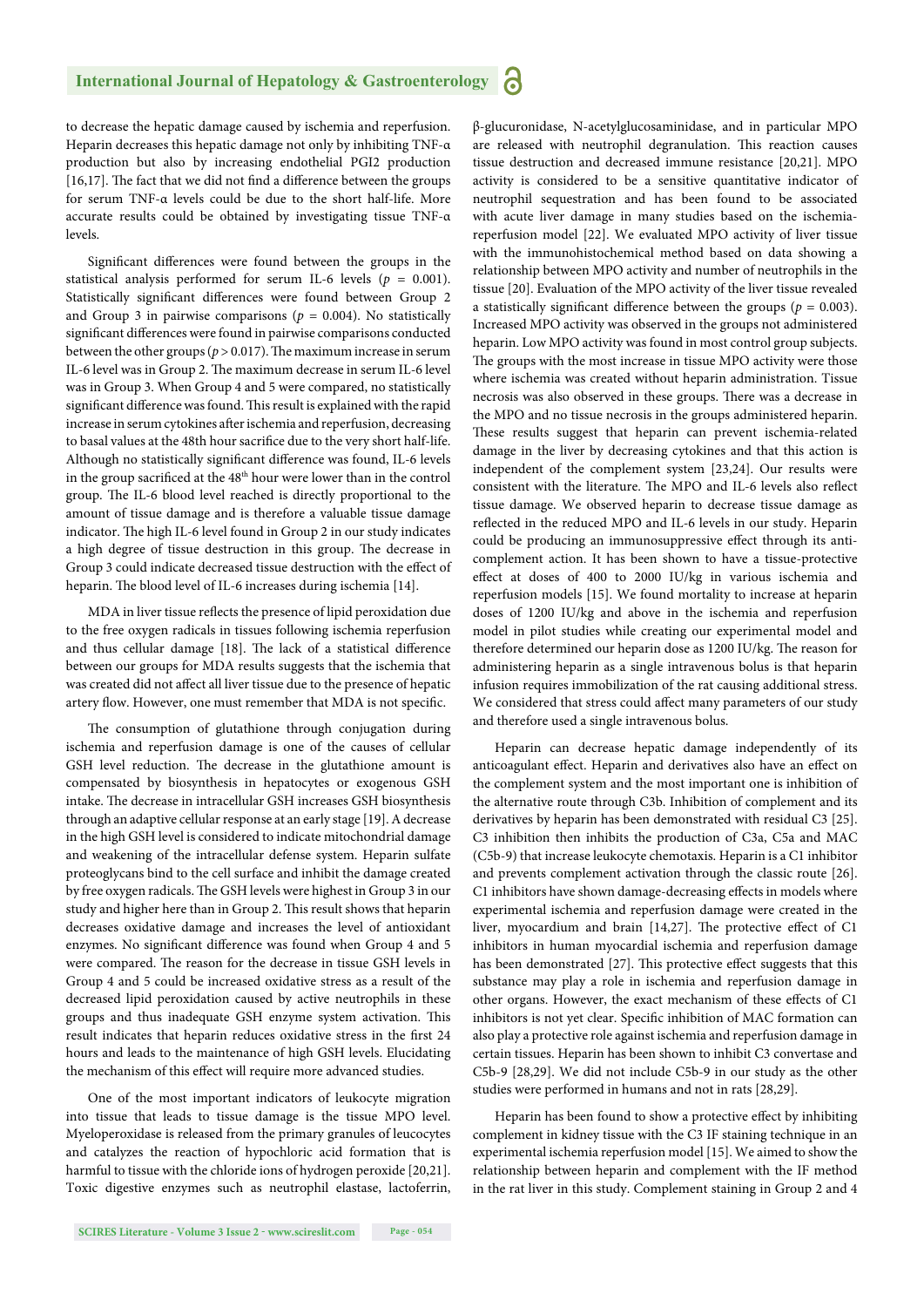to decrease the hepatic damage caused by ischemia and reperfusion. Heparin decreases this hepatic damage not only by inhibiting TNF-α production but also by increasing endothelial PGI2 production [16,17]. The fact that we did not find a difference between the groups for serum TNF-α levels could be due to the short half-life. More accurate results could be obtained by investigating tissue TNF-α levels.

Significant differences were found between the groups in the statistical analysis performed for serum IL-6 levels ($p$ = 0.001). Statistically significant differences were found between Group 2 and Group 3 in pairwise comparisons ($p$ = 0.004). No statistically significant differences were found in pairwise comparisons conducted between the other groups ($p$ > 0.017). The maximum increase in serum IL-6 level was in Group 2. The maximum decrease in serum IL-6 level was in Group 3. When Group 4 and 5 were compared, no statistically significant difference was found. This result is explained with the rapid increase in serum cytokines after ischemia and reperfusion, decreasing to basal values at the 48th hour sacrifice due to the very short half-life. Although no statistically significant difference was found, IL-6 levels in the group sacrificed at the 48th hour were lower than in the control group. The IL-6 blood level reached is directly proportional to the amount of tissue damage and is therefore a valuable tissue damage indicator. The high IL-6 level found in Group 2 in our study indicates a high degree of tissue destruction in this group. The decrease in Group 3 could indicate decreased tissue destruction with the effect of heparin. The blood level of IL-6 increases during ischemia [14].

MDA in liver tissue reflects the presence of lipid peroxidation due to the free oxygen radicals in tissues following ischemia reperfusion and thus cellular damage [18]. The lack of a statistical difference between our groups for MDA results suggests that the ischemia that was created did not affect all liver tissue due to the presence of hepatic artery flow. However, one must remember that MDA is not specific.

The consumption of glutathione through conjugation during ischemia and reperfusion damage is one of the causes of cellular GSH level reduction. The decrease in the glutathione amount is compensated by biosynthesis in hepatocytes or exogenous GSH intake. The decrease in intracellular GSH increases GSH biosynthesis through an adaptive cellular response at an early stage [19]. A decrease in the high GSH level is considered to indicate mitochondrial damage and weakening of the intracellular defense system. Heparin sulfate proteoglycans bind to the cell surface and inhibit the damage created by free oxygen radicals. The GSH levels were highest in Group 3 in our study and higher here than in Group 2. This result shows that heparin decreases oxidative damage and increases the level of antioxidant enzymes. No significant difference was found when Group 4 and 5 were compared. The reason for the decrease in tissue GSH levels in Group 4 and 5 could be increased oxidative stress as a result of the decreased lipid peroxidation caused by active neutrophils in these groups and thus inadequate GSH enzyme system activation. This result indicates that heparin reduces oxidative stress in the first 24 hours and leads to the maintenance of high GSH levels. Elucidating the mechanism of this effect will require more advanced studies.

One of the most important indicators of leukocyte migration into tissue that leads to tissue damage is the tissue MPO level. Myeloperoxidase is released from the primary granules of leucocytes and catalyzes the reaction of hypochloric acid formation that is harmful to tissue with the chloride ions of hydrogen peroxide [20,21]. Toxic digestive enzymes such as neutrophil elastase, lactoferrin, β-glucuronidase, N-acetylglucosaminidase, and in particular MPO are released with neutrophil degranulation. This reaction causes tissue destruction and decreased immune resistance [20,21]. MPO activity is considered to be a sensitive quantitative indicator of neutrophil sequestration and has been found to be associated with acute liver damage in many studies based on the ischemia-reperfusion model [22]. We evaluated MPO activity of liver tissue with the immunohistochemical method based on data showing a relationship between MPO activity and number of neutrophils in the tissue [20]. Evaluation of the MPO activity of the liver tissue revealed a statistically significant difference between the groups ($p$ = 0.003). Increased MPO activity was observed in the groups not administered heparin. Low MPO activity was found in most control group subjects. The groups with the most increase in tissue MPO activity were those where ischemia was created without heparin administration. Tissue necrosis was also observed in these groups. There was a decrease in the MPO and no tissue necrosis in the groups administered heparin. These results suggest that heparin can prevent ischemia-related damage in the liver by decreasing cytokines and that this action is independent of the complement system [23,24]. Our results were consistent with the literature. The MPO and IL-6 levels also reflect tissue damage. We observed heparin to decrease tissue damage as reflected in the reduced MPO and IL-6 levels in our study. Heparin could be producing an immunosuppressive effect through its anti-complement action. It has been shown to have a tissue-protective effect at doses of 400 to 2000 IU/kg in various ischemia and reperfusion models [15]. We found mortality to increase at heparin doses of 1200 IU/kg and above in the ischemia and reperfusion model in pilot studies while creating our experimental model and therefore determined our heparin dose as 1200 IU/kg. The reason for administering heparin as a single intravenous bolus is that heparin infusion requires immobilization of the rat causing additional stress. We considered that stress could affect many parameters of our study and therefore used a single intravenous bolus.

Heparin can decrease hepatic damage independently of its anticoagulant effect. Heparin and derivatives also have an effect on the complement system and the most important one is inhibition of the alternative route through C3b. Inhibition of complement and its derivatives by heparin has been demonstrated with residual C3 [25]. C3 inhibition then inhibits the production of C3a, C5a and MAC (C5b-9) that increase leukocyte chemotaxis. Heparin is a C1 inhibitor and prevents complement activation through the classic route [26]. C1 inhibitors have shown damage-decreasing effects in models where experimental ischemia and reperfusion damage were created in the liver, myocardium and brain [14,27]. The protective effect of C1 inhibitors in human myocardial ischemia and reperfusion damage has been demonstrated [27]. This protective effect suggests that this substance may play a role in ischemia and reperfusion damage in other organs. However, the exact mechanism of these effects of C1 inhibitors is not yet clear. Specific inhibition of MAC formation can also play a protective role against ischemia and reperfusion damage in certain tissues. Heparin has been shown to inhibit C3 convertase and C5b-9 [28,29]. We did not include C5b-9 in our study as the other studies were performed in humans and not in rats [28,29].

Heparin has been found to show a protective effect by inhibiting complement in kidney tissue with the C3 IF staining technique in an experimental ischemia reperfusion model [15]. We aimed to show the relationship between heparin and complement with the IF method in the rat liver in this study. Complement staining in Group 2 and 4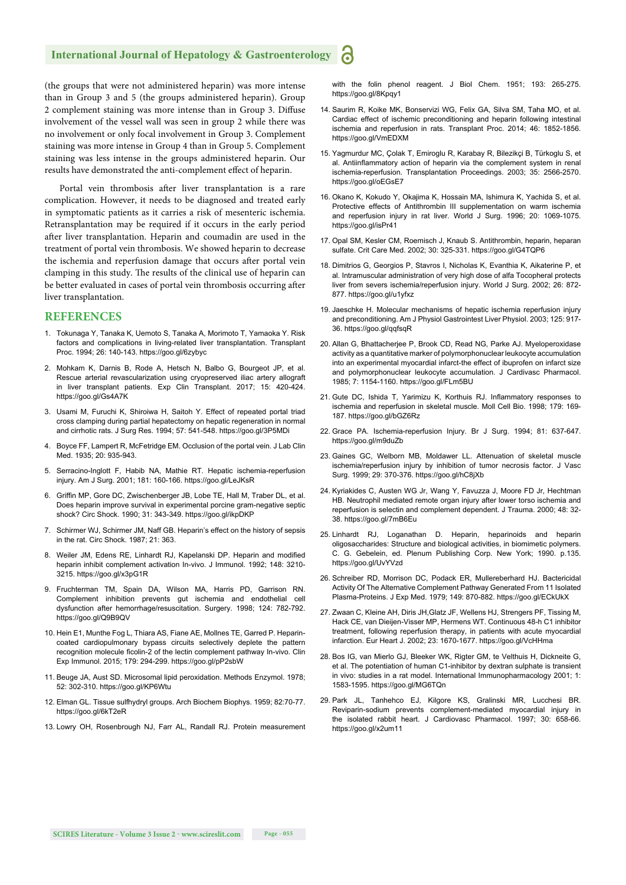(the groups that were not administered heparin) was more intense than in Group 3 and 5 (the groups administered heparin). Group 2 complement staining was more intense than in Group 3. Diffuse involvement of the vessel wall was seen in group 2 while there was no involvement or only focal involvement in Group 3. Complement staining was more intense in Group 4 than in Group 5. Complement staining was less intense in the groups administered heparin. Our results have demonstrated the anti-complement effect of heparin.

Portal vein thrombosis after liver transplantation is a rare complication. However, it needs to be diagnosed and treated early in symptomatic patients as it carries a risk of mesenteric ischemia. Retransplantation may be required if it occurs in the early period after liver transplantation. Heparin and coumadin are used in the treatment of portal vein thrombosis. We showed heparin to decrease the ischemia and reperfusion damage that occurs after portal vein clamping in this study. The results of the clinical use of heparin can be better evaluated in cases of portal vein thrombosis occurring after liver transplantation.

## REFERENCES

1. Tokunaga Y, Tanaka K, Uemoto S, Tanaka A, Morimoto T, Yamaoka Y. Risk factors and complications in living-related liver transplantation. Transplant Proc. 1994; 26: 140-143. https://goo.gl/6zybyc
2. Mohkam K, Darnis B, Rode A, Hetsch N, Balbo G, Bourgeot JP, et al. Rescue arterial revascularization using cryopreserved iliac artery allograft in liver transplant patients. Exp Clin Transplant. 2017; 15: 420-424. https://goo.gl/Gs4A7K
3. Usami M, Furuchi K, Shiroiwa H, Saitoh Y. Effect of repeated portal triad cross clamping during partial hepatectomy on hepatic regeneration in normal and cirrhotic rats. J Surg Res. 1994; 57: 541-548. https://goo.gl/3P5MDi
4. Boyce FF, Lampert R, McFetridge EM. Occlusion of the portal vein. J Lab Clin Med. 1935; 20: 935-943.
5. Serracino-Inglott F, Habib NA, Mathie RT. Hepatic ischemia-reperfusion injury. Am J Surg. 2001; 181: 160-166. https://goo.gl/LeJKsR
6. Griffin MP, Gore DC, Zwischenberger JB, Lobe TE, Hall M, Traber DL, et al. Does heparin improve survival in experimental porcine gram-negative septic shock? Circ Shock. 1990; 31: 343-349. https://goo.gl/ikpDKP
7. Schirmer WJ, Schirmer JM, Naff GB. Heparin's effect on the history of sepsis in the rat. Circ Shock. 1987; 21: 363.
8. Weiler JM, Edens RE, Linhardt RJ, Kapelanski DP. Heparin and modified heparin inhibit complement activation In-vivo. J Immunol. 1992; 148: 3210-3215. https://goo.gl/x3pG1R
9. Fruchterman TM, Spain DA, Wilson MA, Harris PD, Garrison RN. Complement inhibition prevents gut ischemia and endothelial cell dysfunction after hemorrhage/resuscitation. Surgery. 1998; 124: 782-792. https://goo.gl/Q9B9QV
10. Hein E1, Munthe Fog L, Thiara AS, Fiane AE, Mollnes TE, Garred P. Heparin-coated cardiopulmonary bypass circuits selectively deplete the pattern recognition molecule ficolin-2 of the lectin complement pathway In-vivo. Clin Exp Immunol. 2015; 179: 294-299. https://goo.gl/pP2sbW
11. Beuge JA, Aust SD. Microsomal lipid peroxidation. Methods Enzymol. 1978; 52: 302-310. https://goo.gl/KP6Wtu
12. Elman GL. Tissue sulfhydryl groups. Arch Biochem Biophys. 1959; 82:70-77. https://goo.gl/6kT2eR
13. Lowry OH, Rosenbrough NJ, Farr AL, Randall RJ. Protein measurement with the folin phenol reagent. J Biol Chem. 1951; 193: 265-275. https://goo.gl/8Kpqy1
14. Saurim R, Koike MK, Bonservizi WG, Felix GA, Silva SM, Taha MO, et al. Cardiac effect of ischemic preconditioning and heparin following intestinal ischemia and reperfusion in rats. Transplant Proc. 2014; 46: 1852-1856. https://goo.gl/VmEDXM
15. Yagmurdur MC, Çolak T, Emiroglu R, Karabay R, Bilezikçi B, Türkoglu S, et al. Antiinflammatory action of heparin via the complement system in renal ischemia-reperfusion. Transplantation Proceedings. 2003; 35: 2566-2570. https://goo.gl/oEGsE7
16. Okano K, Kokudo Y, Okajima K, Hossain MA, Ishimura K, Yachida S, et al. Protective effects of Antithrombin III supplementation on warm ischemia and reperfusion injury in rat liver. World J Surg. 1996; 20: 1069-1075. https://goo.gl/isPr41
17. Opal SM, Kesler CM, Roemisch J, Knaub S. Antithrombin, heparin, heparan sulfate. Crit Care Med. 2002; 30: 325-331. https://goo.gl/G4TQP6
18. Dimitrios G, Georgios P, Stavros I, Nicholas K, Evanthia K, Aikaterine P, et al. Intramuscular administration of very high dose of alfa Tocopheral protects liver from severs ischemia/reperfusion injury. World J Surg. 2002; 26: 872-877. https://goo.gl/u1yfxz
19. Jaeschke H. Molecular mechanisms of hepatic ischemia reperfusion injury and preconditioning. Am J Physiol Gastrointest Liver Physiol. 2003; 125: 917-36. https://goo.gl/qqfsqR
20. Allan G, Bhattacherjee P, Brook CD, Read NG, Parke AJ. Myeloperoxidase activity as a quantitative marker of polymorphonuclear leukocyte accumulation into an experimental myocardial infarct-the effect of ibuprofen on infarct size and polymorphonuclear leukocyte accumulation. J Cardivasc Pharmacol. 1985; 7: 1154-1160. https://goo.gl/FLm5BU
21. Gute DC, Ishida T, Yarimizu K, Korthuis RJ. Inflammatory responses to ischemia and reperfusion in skeletal muscle. Moll Cell Bio. 1998; 179: 169-187. https://goo.gl/bGZ6Rz
22. Grace PA. Ischemia-reperfusion Injury. Br J Surg. 1994; 81: 637-647. https://goo.gl/m9duZb
23. Gaines GC, Welborn MB, Moldawer LL. Attenuation of skeletal muscle ischemia/reperfusion injury by inhibition of tumor necrosis factor. J Vasc Surg. 1999; 29: 370-376. https://goo.gl/hC8jXb
24. Kyriakides C, Austen WG Jr, Wang Y, Favuzza J, Moore FD Jr, Hechtman HB. Neutrophil mediated remote organ injury after lower torso ischemia and reperfusion is selectin and complement dependent. J Trauma. 2000; 48: 32-38. https://goo.gl/7mB6Eu
25. Linhardt RJ, Loganathan D. Heparin, heparinoids and heparin oligosaccharides: Structure and biological activities, in biomimetic polymers. C. G. Gebelein, ed. Plenum Publishing Corp. New York; 1990. p.135. https://goo.gl/UvYVzd
26. Schreiber RD, Morrison DC, Podack ER, Mullereberhard HJ. Bactericidal Activity Of The Alternative Complement Pathway Generated From 11 Isolated Plasma-Proteins. J Exp Med. 1979; 149: 870-882. https://goo.gl/ECkUkX
27. Zwaan C, Kleine AH, Diris JH,Glatz JF, Wellens HJ, Strengers PF, Tissing M, Hack CE, van Dieijen-Visser MP, Hermens WT. Continuous 48-h C1 inhibitor treatment, following reperfusion therapy, in patients with acute myocardial infarction. Eur Heart J. 2002; 23: 1670-1677. https://goo.gl/VcHHma
28. Bos IG, van Mierlo GJ, Bleeker WK, Rigter GM, te Velthuis H, Dickneite G, et al. The potentiation of human C1-inhibitor by dextran sulphate is transient in vivo: studies in a rat model. International Immunopharmacology 2001; 1: 1583-1595. https://goo.gl/MG6TQn
29. Park JL, Tanhehco EJ, Kilgore KS, Gralinski MR, Lucchesi BR. Reviparin-sodium prevents complement-mediated myocardial injury in the isolated rabbit heart. J Cardiovasc Pharmacol. 1997; 30: 658-66. https://goo.gl/x2um11